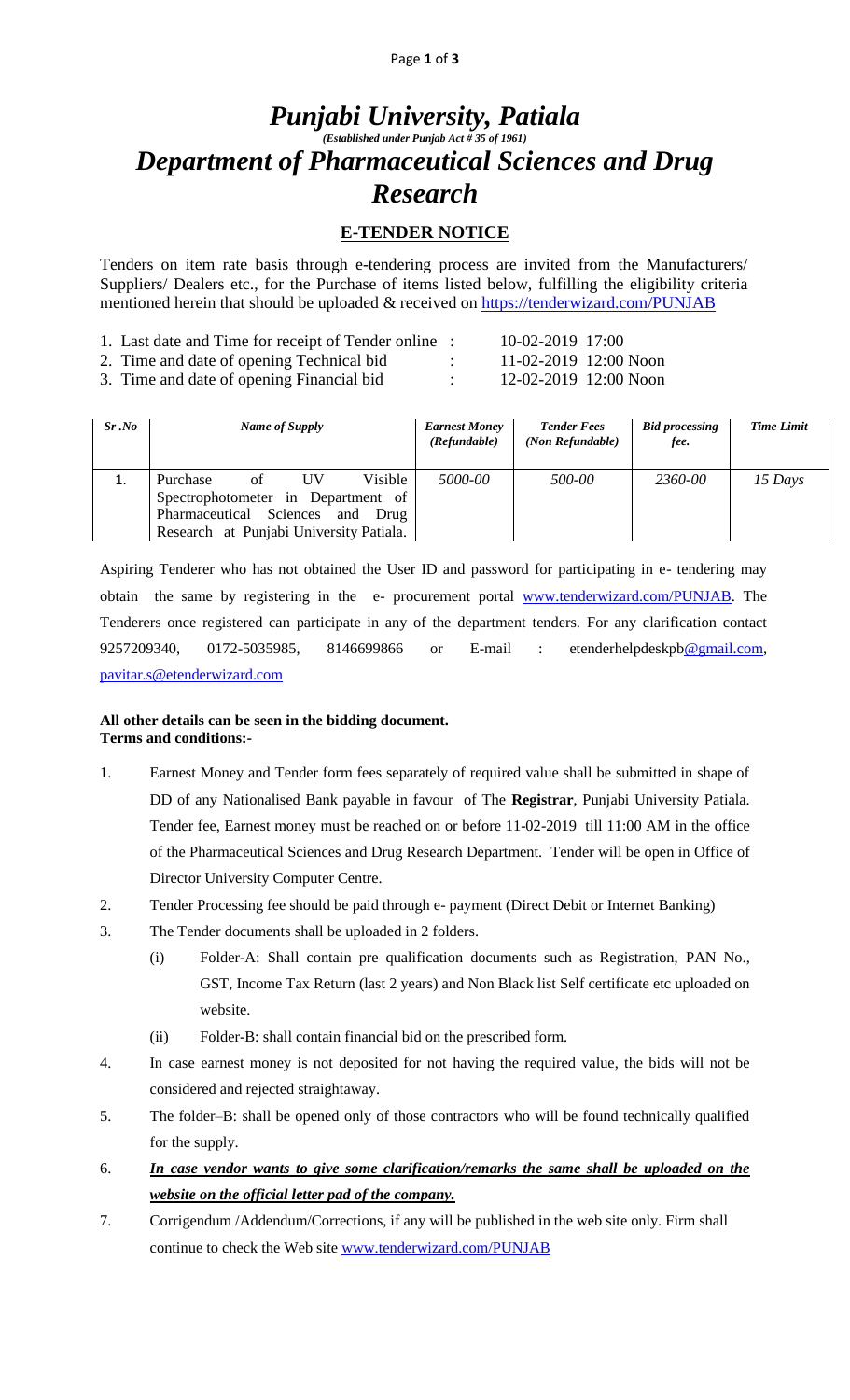# *Punjabi University, Patiala*

*(Established under Punjab Act # 35 of 1961)*

# *Department of Pharmaceutical Sciences and Drug Research*

## E-TENDER NOTICE

Tenders on item rate basis through e-tendering process are invited from the Manufacturers/ Suppliers/ Dealers etc., for the Purchase of items listed below, fulfilling the eligibility criteria mentioned herein that should be uploaded & received on https://tenderwizard.com/PUNJAB

1. Last date and Time for receipt of Tender online : 10-02-2019 17:00
2. Time and date of opening Technical bid : 11-02-2019 12:00 Noon
3. Time and date of opening Financial bid : 12-02-2019 12:00 Noon

| *Sr .No* | *Name of Supply* | *Earnest Money (Refundable)* | *Tender Fees (Non Refundable)* | *Bid processing fee.* | *Time Limit* |
|---|---|---|---|---|---|
| 1. | Purchase of UV Visible Spectrophotometer in Department of Pharmaceutical Sciences and Drug Research at Punjabi University Patiala. | *5000-00* | *500-00* | *2360-00* | *15 Days* |

Aspiring Tenderer who has not obtained the User ID and password for participating in e- tendering may obtain the same by registering in the e- procurement portal www.tenderwizard.com/PUNJAB. The Tenderers once registered can participate in any of the department tenders. For any clarification contact 9257209340, 0172-5035985, 8146699866 or E-mail : etenderhelpdeskpb@gmail.com, pavitar.s@etenderwizard.com

**All other details can be seen in the bidding document.**
**Terms and conditions:-**

1. Earnest Money and Tender form fees separately of required value shall be submitted in shape of DD of any Nationalised Bank payable in favour of The **Registrar**, Punjabi University Patiala. Tender fee, Earnest money must be reached on or before 11-02-2019 till 11:00 AM in the office of the Pharmaceutical Sciences and Drug Research Department. Tender will be open in Office of Director University Computer Centre.
2. Tender Processing fee should be paid through e- payment (Direct Debit or Internet Banking)
3. The Tender documents shall be uploaded in 2 folders.
   - (i) Folder-A: Shall contain pre qualification documents such as Registration, PAN No., GST, Income Tax Return (last 2 years) and Non Black list Self certificate etc uploaded on website.
   - (ii) Folder-B: shall contain financial bid on the prescribed form.
4. In case earnest money is not deposited for not having the required value, the bids will not be considered and rejected straightaway.
5. The folder–B: shall be opened only of those contractors who will be found technically qualified for the supply.
6. ***In case vendor wants to give some clarification/remarks the same shall be uploaded on the website on the official letter pad of the company.***
7. Corrigendum /Addendum/Corrections, if any will be published in the web site only. Firm shall continue to check the Web site www.tenderwizard.com/PUNJAB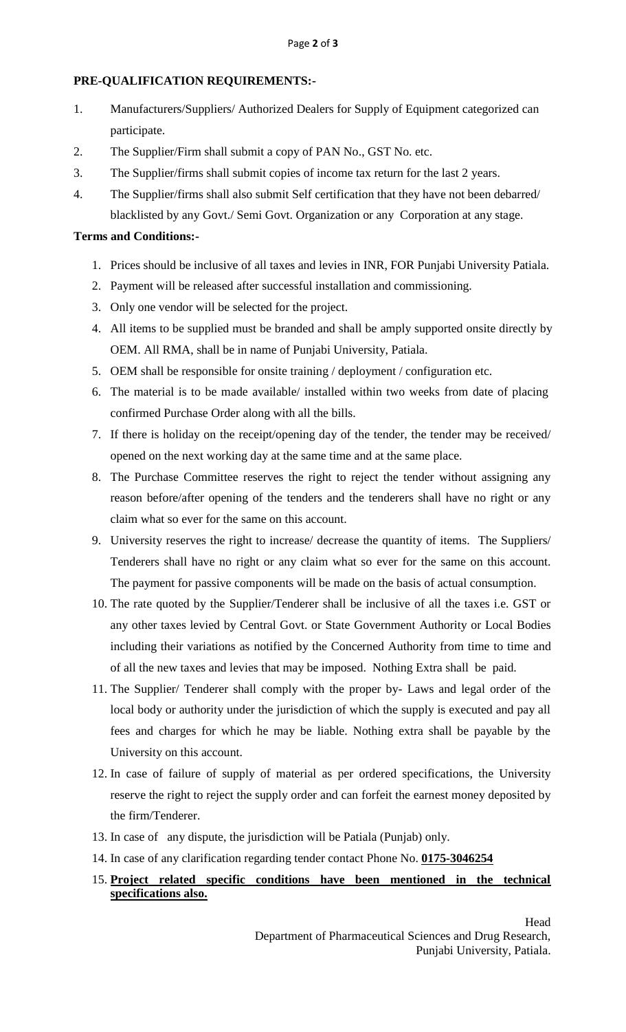**PRE-QUALIFICATION REQUIREMENTS:-**

1. Manufacturers/Suppliers/ Authorized Dealers for Supply of Equipment categorized can participate.
2. The Supplier/Firm shall submit a copy of PAN No., GST No. etc.
3. The Supplier/firms shall submit copies of income tax return for the last 2 years.
4. The Supplier/firms shall also submit Self certification that they have not been debarred/ blacklisted by any Govt./ Semi Govt. Organization or any Corporation at any stage.

**Terms and Conditions:-**

1. Prices should be inclusive of all taxes and levies in INR, FOR Punjabi University Patiala.
2. Payment will be released after successful installation and commissioning.
3. Only one vendor will be selected for the project.
4. All items to be supplied must be branded and shall be amply supported onsite directly by OEM. All RMA, shall be in name of Punjabi University, Patiala.
5. OEM shall be responsible for onsite training / deployment / configuration etc.
6. The material is to be made available/ installed within two weeks from date of placing confirmed Purchase Order along with all the bills.
7. If there is holiday on the receipt/opening day of the tender, the tender may be received/ opened on the next working day at the same time and at the same place.
8. The Purchase Committee reserves the right to reject the tender without assigning any reason before/after opening of the tenders and the tenderers shall have no right or any claim what so ever for the same on this account.
9. University reserves the right to increase/ decrease the quantity of items. The Suppliers/ Tenderers shall have no right or any claim what so ever for the same on this account. The payment for passive components will be made on the basis of actual consumption.
10. The rate quoted by the Supplier/Tenderer shall be inclusive of all the taxes i.e. GST or any other taxes levied by Central Govt. or State Government Authority or Local Bodies including their variations as notified by the Concerned Authority from time to time and of all the new taxes and levies that may be imposed. Nothing Extra shall be paid.
11. The Supplier/ Tenderer shall comply with the proper by- Laws and legal order of the local body or authority under the jurisdiction of which the supply is executed and pay all fees and charges for which he may be liable. Nothing extra shall be payable by the University on this account.
12. In case of failure of supply of material as per ordered specifications, the University reserve the right to reject the supply order and can forfeit the earnest money deposited by the firm/Tenderer.
13. In case of any dispute, the jurisdiction will be Patiala (Punjab) only.
14. In case of any clarification regarding tender contact Phone No. **0175-3046254**
15. **Project related specific conditions have been mentioned in the technical specifications also.**

Head
Department of Pharmaceutical Sciences and Drug Research,
Punjabi University, Patiala.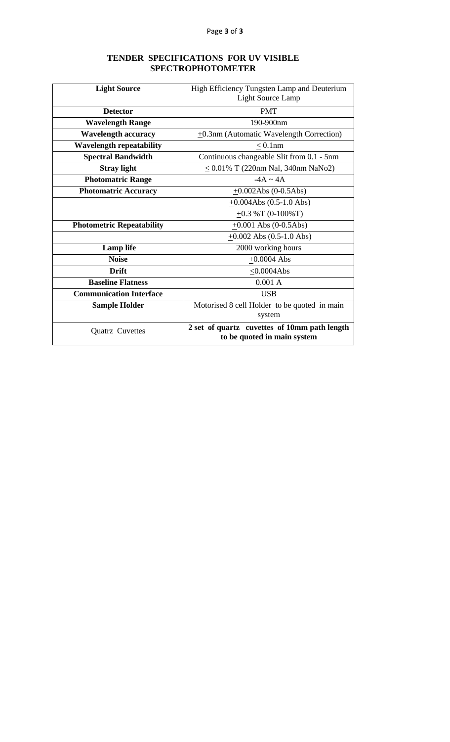# TENDER SPECIFICATIONS FOR UV VISIBLE SPECTROPHOTOMETER

| | |
|---|---|
| **Light Source** | High Efficiency Tungsten Lamp and Deuterium Light Source Lamp |
| **Detector** | PMT |
| **Wavelength Range** | 190-900nm |
| **Wavelength accuracy** | ±0.3nm (Automatic Wavelength Correction) |
| **Wavelength repeatability** | ≤ 0.1nm |
| **Spectral Bandwidth** | Continuous changeable Slit from 0.1 - 5nm |
| **Stray light** | ≤ 0.01% T (220nm NaI, 340nm $NaNO_2$) |
| **Photomatric Range** | -4A ~ 4A |
| **Photomatric Accuracy** | ±0.002Abs (0-0.5Abs) |
| | ±0.004Abs (0.5-1.0 Abs) |
| | ±0.3 %T (0-100%T) |
| **Photometric Repeatability** | ±0.001 Abs (0-0.5Abs) |
| | ±0.002 Abs (0.5-1.0 Abs) |
| **Lamp life** | 2000 working hours |
| **Noise** | ±0.0004 Abs |
| **Drift** | ≤0.0004Abs |
| **Baseline Flatness** | 0.001 A |
| **Communication Interface** | USB |
| **Sample Holder** | Motorised 8 cell Holder to be quoted in main system |
| Quatrz Cuvettes | **2 set of quartz cuvettes of 10mm path length to be quoted in main system** |